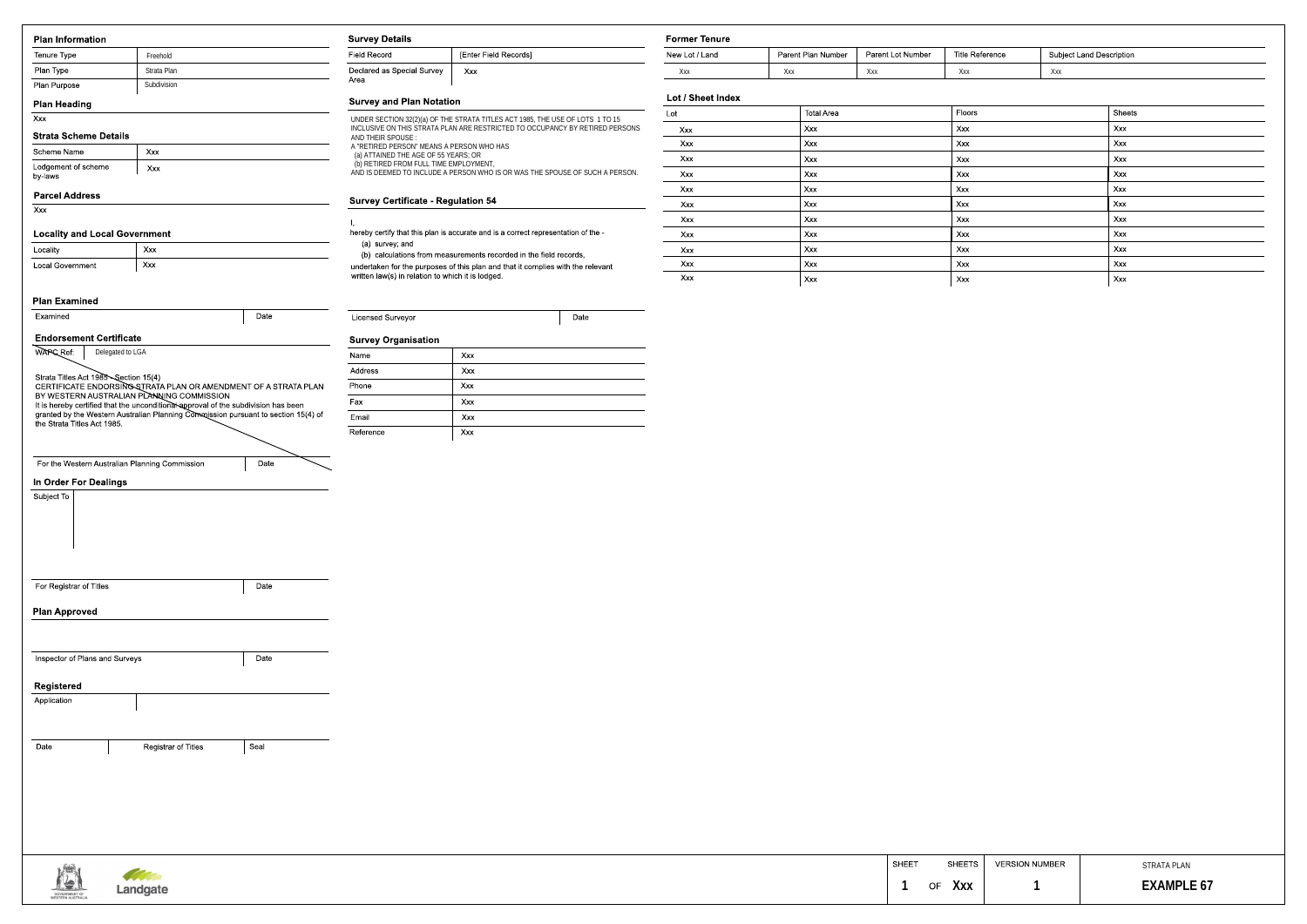## Plan Information

| Tenure Type | Freehold |
|---|---|
| Plan Type | Strata Plan |
| Plan Purpose | Subdivision |

## Plan Heading

Xxx

## Strata Scheme Details

| Scheme Name | Xxx |
|---|---|
| Lodgement of scheme by-laws | Xxx |

## Parcel Address

Xxx

## Locality and Local Government

| Locality | Xxx |
|---|---|
| Local Government | Xxx |

## Plan Examined

| Examined | Date |
|---|---|

## Endorsement Certificate

| WAPC Ref: | Delegated to LGA |
|---|---|

Strata Titles Act 1985 - Section 15(4)
CERTIFICATE ENDORSING STRATA PLAN OR AMENDMENT OF A STRATA PLAN BY WESTERN AUSTRALIAN PLANNING COMMISSION
It is hereby certified that the unconditional approval of the subdivision has been granted by the Western Australian Planning Commission pursuant to section 15(4) of the Strata Titles Act 1985.

| For the Western Australian Planning Commission | Date |
|---|---|

## In Order For Dealings

Subject To

| For Registrar of Titles | Date |
|---|---|

## Plan Approved

| Inspector of Plans and Surveys | Date |
|---|---|

## Registered

Application

| Date | Registrar of Titles | Seal |
|---|---|---|

## Survey Details

| Field Record | [Enter Field Records] |
|---|---|
| Declared as Special Survey Area | Xxx |

## Survey and Plan Notation

UNDER SECTION 32(2)(a) OF THE STRATA TITLES ACT 1985, THE USE OF LOTS 1 TO 15 INCLUSIVE ON THIS STRATA PLAN ARE RESTRICTED TO OCCUPANCY BY RETIRED PERSONS AND THEIR SPOUSE :
A "RETIRED PERSON" MEANS A PERSON WHO HAS
(a) ATTAINED THE AGE OF 55 YEARS; OR
(b) RETIRED FROM FULL TIME EMPLOYMENT,
AND IS DEEMED TO INCLUDE A PERSON WHO IS OR WAS THE SPOUSE OF SUCH A PERSON.

## Survey Certificate - Regulation 54

I,
hereby certify that this plan is accurate and is a correct representation of the -
(a) survey; and
(b) calculations from measurements recorded in the field records,
undertaken for the purposes of this plan and that it complies with the relevant written law(s) in relation to which it is lodged.

| Licensed Surveyor | Date |
|---|---|

## Survey Organisation

| Name | Xxx |
|---|---|
| Address | Xxx |
| Phone | Xxx |
| Fax | Xxx |
| Email | Xxx |
| Reference | Xxx |

## Former Tenure

| New Lot / Land | Parent Plan Number | Parent Lot Number | Title Reference | Subject Land Description |
|---|---|---|---|---|
| Xxx | Xxx | Xxx | Xxx | Xxx |

## Lot / Sheet Index

| Lot | Total Area | Floors | Sheets |
|---|---|---|---|
| Xxx | Xxx | Xxx | Xxx |
| Xxx | Xxx | Xxx | Xxx |
| Xxx | Xxx | Xxx | Xxx |
| Xxx | Xxx | Xxx | Xxx |
| Xxx | Xxx | Xxx | Xxx |
| Xxx | Xxx | Xxx | Xxx |
| Xxx | Xxx | Xxx | Xxx |
| Xxx | Xxx | Xxx | Xxx |
| Xxx | Xxx | Xxx | Xxx |
| Xxx | Xxx | Xxx | Xxx |
| Xxx | Xxx | Xxx | Xxx |

| SHEET | SHEETS | VERSION NUMBER | STRATA PLAN |
|---|---|---|---|
| 1 OF | Xxx | 1 | **EXAMPLE 67** |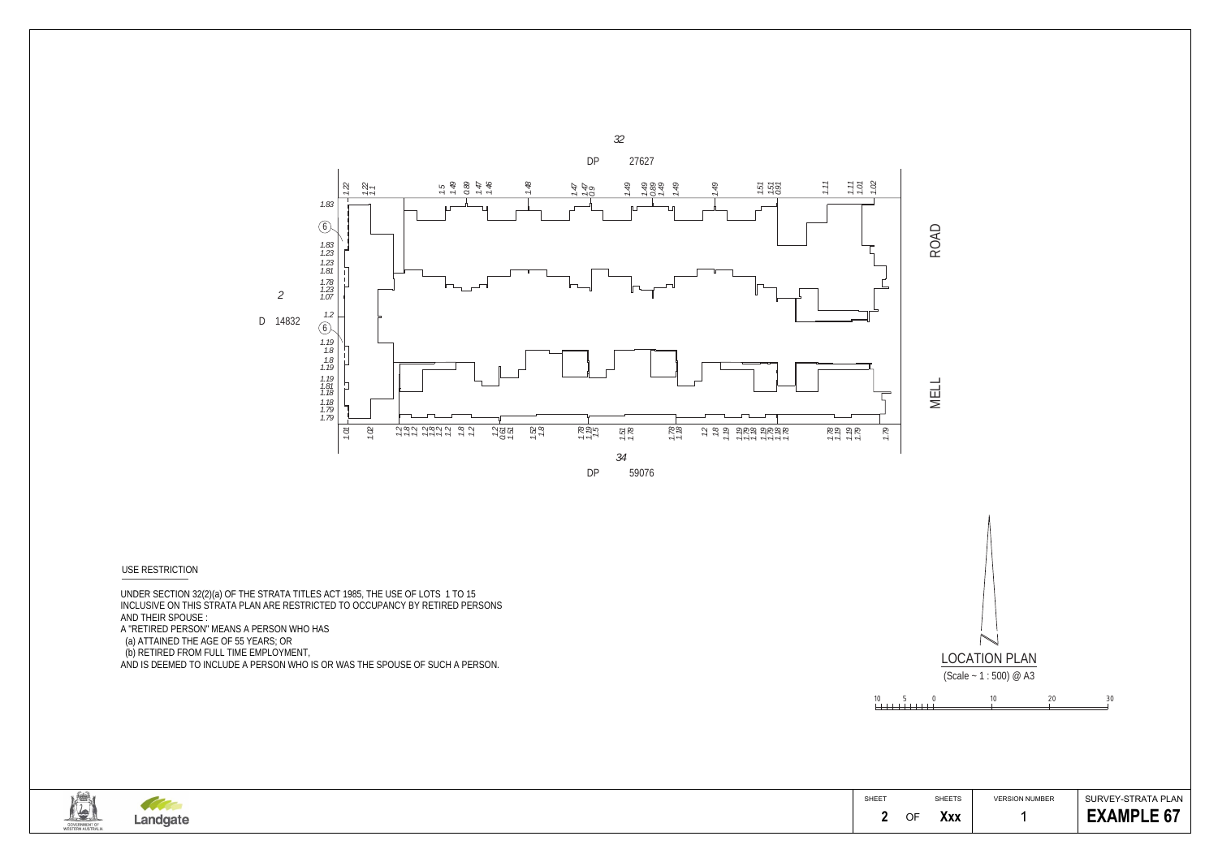32

DP 27627

2

D 14832

ROAD

MELL

34

DP 59076

USE RESTRICTION

UNDER SECTION 32(2)(a) OF THE STRATA TITLES ACT 1985, THE USE OF LOTS 1 TO 15 INCLUSIVE ON THIS STRATA PLAN ARE RESTRICTED TO OCCUPANCY BY RETIRED PERSONS AND THEIR SPOUSE :

A "RETIRED PERSON" MEANS A PERSON WHO HAS

(a) ATTAINED THE AGE OF 55 YEARS; OR

(b) RETIRED FROM FULL TIME EMPLOYMENT,

AND IS DEEMED TO INCLUDE A PERSON WHO IS OR WAS THE SPOUSE OF SUCH A PERSON.

LOCATION PLAN

(Scale ~ 1 : 500) @ A3

10 5 0 10 20 30

| SHEET | | SHEETS | VERSION NUMBER | SURVEY-STRATA PLAN |
|---|---|---|---|---|
| **2** | OF | **Xxx** | 1 | **EXAMPLE 67** |

GOVERNMENT OF WESTERN AUSTRALIA

Landgate